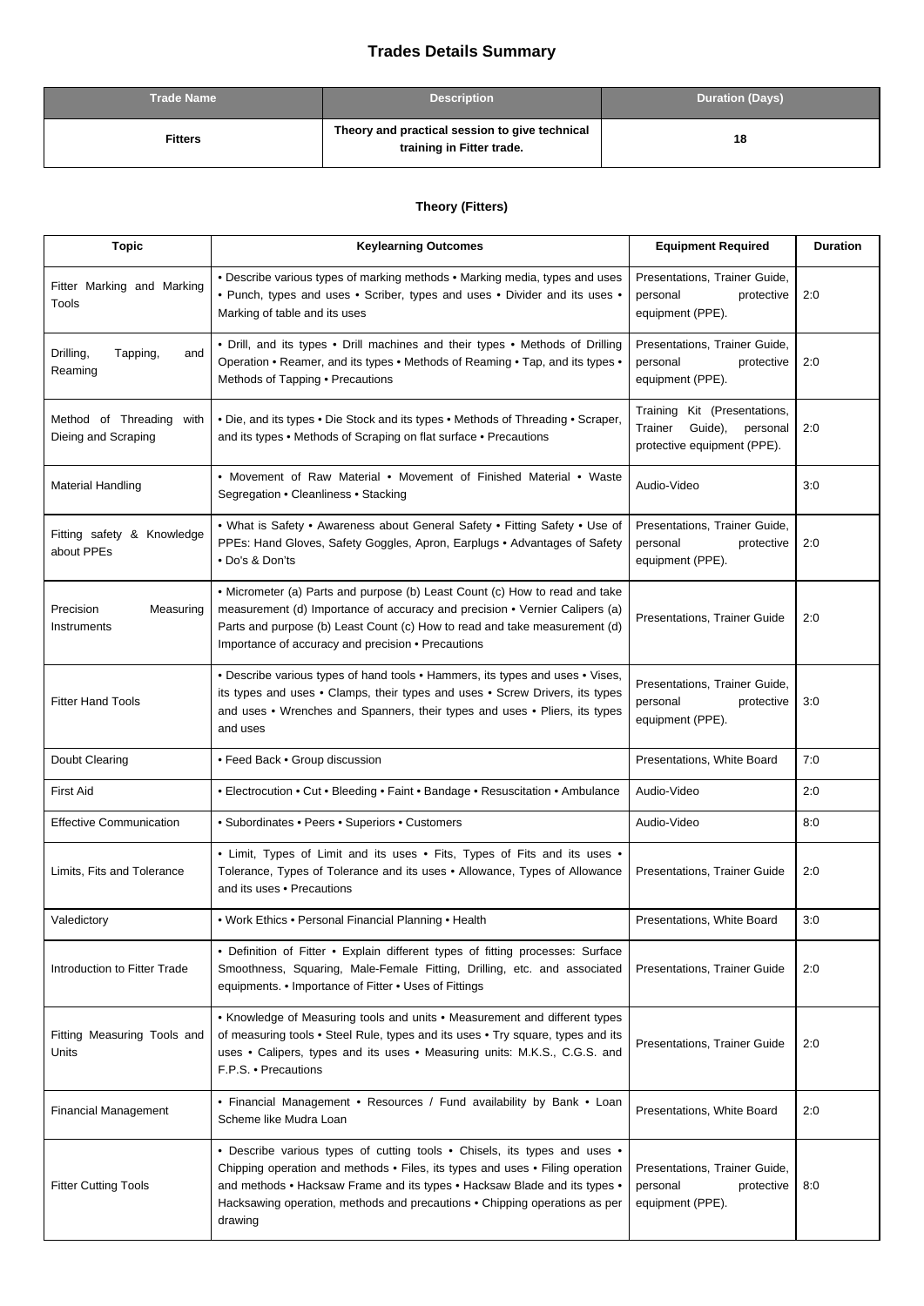# Trades Details Summary

| Trade Name | Description | Duration (Days) |
| --- | --- | --- |
| Fitters | Theory and practical session to give technical training in Fitter trade. | 18 |

### Theory (Fitters)

| Topic | Keylearning Outcomes | Equipment Required | Duration |
| --- | --- | --- | --- |
| Fitter Marking and Marking Tools | • Describe various types of marking methods • Marking media, types and uses • Punch, types and uses • Scriber, types and uses • Divider and its uses • Marking of table and its uses | Presentations, Trainer Guide, personal protective equipment (PPE). | 2:0 |
| Drilling, Tapping, and Reaming | • Drill, and its types • Drill machines and their types • Methods of Drilling Operation • Reamer, and its types • Methods of Reaming • Tap, and its types • Methods of Tapping • Precautions | Presentations, Trainer Guide, personal protective equipment (PPE). | 2:0 |
| Method of Threading with Dieing and Scraping | • Die, and its types • Die Stock and its types • Methods of Threading • Scraper, and its types • Methods of Scraping on flat surface • Precautions | Training Kit (Presentations, Trainer Guide), personal protective equipment (PPE). | 2:0 |
| Material Handling | • Movement of Raw Material • Movement of Finished Material • Waste Segregation • Cleanliness • Stacking | Audio-Video | 3:0 |
| Fitting safety & Knowledge about PPEs | • What is Safety • Awareness about General Safety • Fitting Safety • Use of PPEs: Hand Gloves, Safety Goggles, Apron, Earplugs • Advantages of Safety • Do's & Don'ts | Presentations, Trainer Guide, personal protective equipment (PPE). | 2:0 |
| Precision Measuring Instruments | • Micrometer (a) Parts and purpose (b) Least Count (c) How to read and take measurement (d) Importance of accuracy and precision • Vernier Calipers (a) Parts and purpose (b) Least Count (c) How to read and take measurement (d) Importance of accuracy and precision • Precautions | Presentations, Trainer Guide | 2:0 |
| Fitter Hand Tools | • Describe various types of hand tools • Hammers, its types and uses • Vises, its types and uses • Clamps, their types and uses • Screw Drivers, its types and uses • Wrenches and Spanners, their types and uses • Pliers, its types and uses | Presentations, Trainer Guide, personal protective equipment (PPE). | 3:0 |
| Doubt Clearing | • Feed Back • Group discussion | Presentations, White Board | 7:0 |
| First Aid | • Electrocution • Cut • Bleeding • Faint • Bandage • Resuscitation • Ambulance | Audio-Video | 2:0 |
| Effective Communication | • Subordinates • Peers • Superiors • Customers | Audio-Video | 8:0 |
| Limits, Fits and Tolerance | • Limit, Types of Limit and its uses • Fits, Types of Fits and its uses • Tolerance, Types of Tolerance and its uses • Allowance, Types of Allowance and its uses • Precautions | Presentations, Trainer Guide | 2:0 |
| Valedictory | • Work Ethics • Personal Financial Planning • Health | Presentations, White Board | 3:0 |
| Introduction to Fitter Trade | • Definition of Fitter • Explain different types of fitting processes: Surface Smoothness, Squaring, Male-Female Fitting, Drilling, etc. and associated equipments. • Importance of Fitter • Uses of Fittings | Presentations, Trainer Guide | 2:0 |
| Fitting Measuring Tools and Units | • Knowledge of Measuring tools and units • Measurement and different types of measuring tools • Steel Rule, types and its uses • Try square, types and its uses • Calipers, types and its uses • Measuring units: M.K.S., C.G.S. and F.P.S. • Precautions | Presentations, Trainer Guide | 2:0 |
| Financial Management | • Financial Management • Resources / Fund availability by Bank • Loan Scheme like Mudra Loan | Presentations, White Board | 2:0 |
| Fitter Cutting Tools | • Describe various types of cutting tools • Chisels, its types and uses • Chipping operation and methods • Files, its types and uses • Filing operation and methods • Hacksaw Frame and its types • Hacksaw Blade and its types • Hacksawing operation, methods and precautions • Chipping operations as per drawing | Presentations, Trainer Guide, personal protective equipment (PPE). | 8:0 |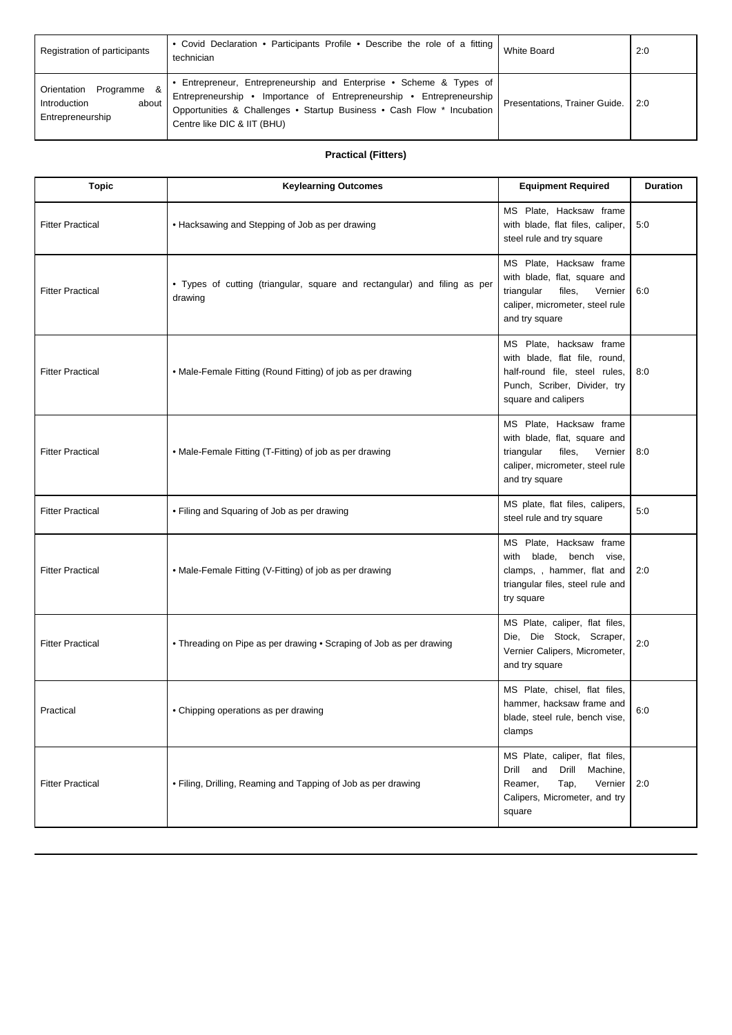| | | | |
|---|---|---|---|
| Registration of participants | • Covid Declaration • Participants Profile • Describe the role of a fitting technician | White Board | 2:0 |
| Orientation Programme & Introduction about Entrepreneurship | • Entrepreneur, Entrepreneurship and Enterprise • Scheme & Types of Entrepreneurship • Importance of Entrepreneurship • Entrepreneurship Opportunities & Challenges • Startup Business • Cash Flow * Incubation Centre like DIC & IIT (BHU) | Presentations, Trainer Guide. | 2:0 |

**Practical (Fitters)**

| Topic | Keylearning Outcomes | Equipment Required | Duration |
|---|---|---|---|
| Fitter Practical | • Hacksawing and Stepping of Job as per drawing | MS Plate, Hacksaw frame with blade, flat files, caliper, steel rule and try square | 5:0 |
| Fitter Practical | • Types of cutting (triangular, square and rectangular) and filing as per drawing | MS Plate, Hacksaw frame with blade, flat, square and triangular files, Vernier caliper, micrometer, steel rule and try square | 6:0 |
| Fitter Practical | • Male-Female Fitting (Round Fitting) of job as per drawing | MS Plate, hacksaw frame with blade, flat file, round, half-round file, steel rules, Punch, Scriber, Divider, try square and calipers | 8:0 |
| Fitter Practical | • Male-Female Fitting (T-Fitting) of job as per drawing | MS Plate, Hacksaw frame with blade, flat, square and triangular files, Vernier caliper, micrometer, steel rule and try square | 8:0 |
| Fitter Practical | • Filing and Squaring of Job as per drawing | MS plate, flat files, calipers, steel rule and try square | 5:0 |
| Fitter Practical | • Male-Female Fitting (V-Fitting) of job as per drawing | MS Plate, Hacksaw frame with blade, bench vise, clamps, , hammer, flat and triangular files, steel rule and try square | 2:0 |
| Fitter Practical | • Threading on Pipe as per drawing • Scraping of Job as per drawing | MS Plate, caliper, flat files, Die, Die Stock, Scraper, Vernier Calipers, Micrometer, and try square | 2:0 |
| Practical | • Chipping operations as per drawing | MS Plate, chisel, flat files, hammer, hacksaw frame and blade, steel rule, bench vise, clamps | 6:0 |
| Fitter Practical | • Filing, Drilling, Reaming and Tapping of Job as per drawing | MS Plate, caliper, flat files, Drill and Drill Machine, Reamer, Tap, Vernier Calipers, Micrometer, and try square | 2:0 |